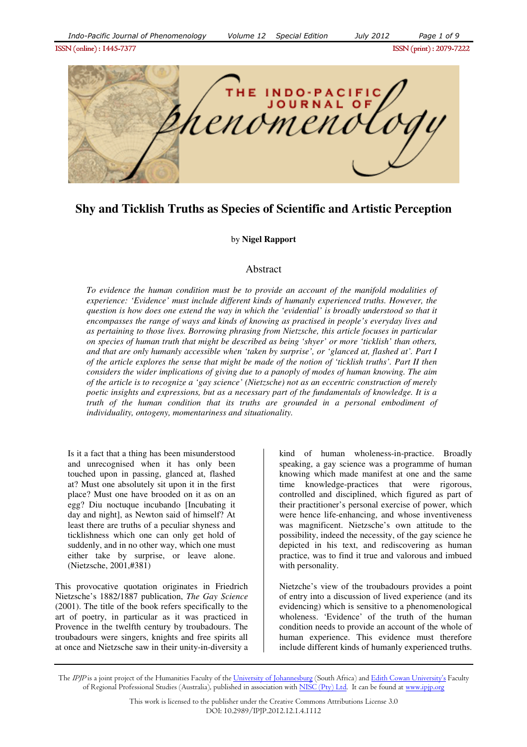ISSN (online) : 1445-7377 ISSN (print) : 2079-7222

# Shy and Ticklish Truths as Species of Scientific and Artistic Perception

by **Nigel Rapport**

## Abstract

*To evidence the human condition must be to provide an account of the manifold modalities of experience: 'Evidence' must include different kinds of humanly experienced truths. However, the question is how does one extend the way in which the 'evidential' is broadly understood so that it encompasses the range of ways and kinds of knowing as practised in people's everyday lives and as pertaining to those lives. Borrowing phrasing from Nietzsche, this article focuses in particular on species of human truth that might be described as being 'shyer' or more 'ticklish' than others, and that are only humanly accessible when 'taken by surprise', or 'glanced at, flashed at'. Part I of the article explores the sense that might be made of the notion of 'ticklish truths'. Part II then considers the wider implications of giving due to a panoply of modes of human knowing. The aim of the article is to recognize a 'gay science' (Nietzsche) not as an eccentric construction of merely poetic insights and expressions, but as a necessary part of the fundamentals of knowledge. It is a truth of the human condition that its truths are grounded in a personal embodiment of individuality, ontogeny, momentariness and situationality.*

> Is it a fact that a thing has been misunderstood and unrecognised when it has only been touched upon in passing, glanced at, flashed at? Must one absolutely sit upon it in the first place? Must one have brooded on it as on an egg? Diu noctuque incubando [Incubating it day and night], as Newton said of himself? At least there are truths of a peculiar shyness and ticklishness which one can only get hold of suddenly, and in no other way, which one must either take by surprise, or leave alone. (Nietzsche, 2001,#381)

This provocative quotation originates in Friedrich Nietzsche's 1882/1887 publication, *The Gay Science* (2001). The title of the book refers specifically to the art of poetry, in particular as it was practiced in Provence in the twelfth century by troubadours. The troubadours were singers, knights and free spirits all at once and Nietzsche saw in their unity-in-diversity a kind of human wholeness-in-practice. Broadly speaking, a gay science was a programme of human knowing which made manifest at one and the same time knowledge-practices that were rigorous, controlled and disciplined, which figured as part of their practitioner's personal exercise of power, which were hence life-enhancing, and whose inventiveness was magnificent. Nietzsche's own attitude to the possibility, indeed the necessity, of the gay science he depicted in his text, and rediscovering as human practice, was to find it true and valorous and imbued with personality.

Nietzche's view of the troubadours provides a point of entry into a discussion of lived experience (and its evidencing) which is sensitive to a phenomenological wholeness. 'Evidence' of the truth of the human condition needs to provide an account of the whole of human experience. This evidence must therefore include different kinds of humanly experienced truths.

The *IPJP* is a joint project of the Humanities Faculty of the University of Johannesburg (South Africa) and Edith Cowan University's Faculty of Regional Professional Studies (Australia), published in association with NISC (Pty) Ltd. It can be found at www.ipjp.org.

This work is licensed to the publisher under the Creative Commons Attributions License 3.0
DOI: 10.2989/IPJP.2012.12.1.4.1112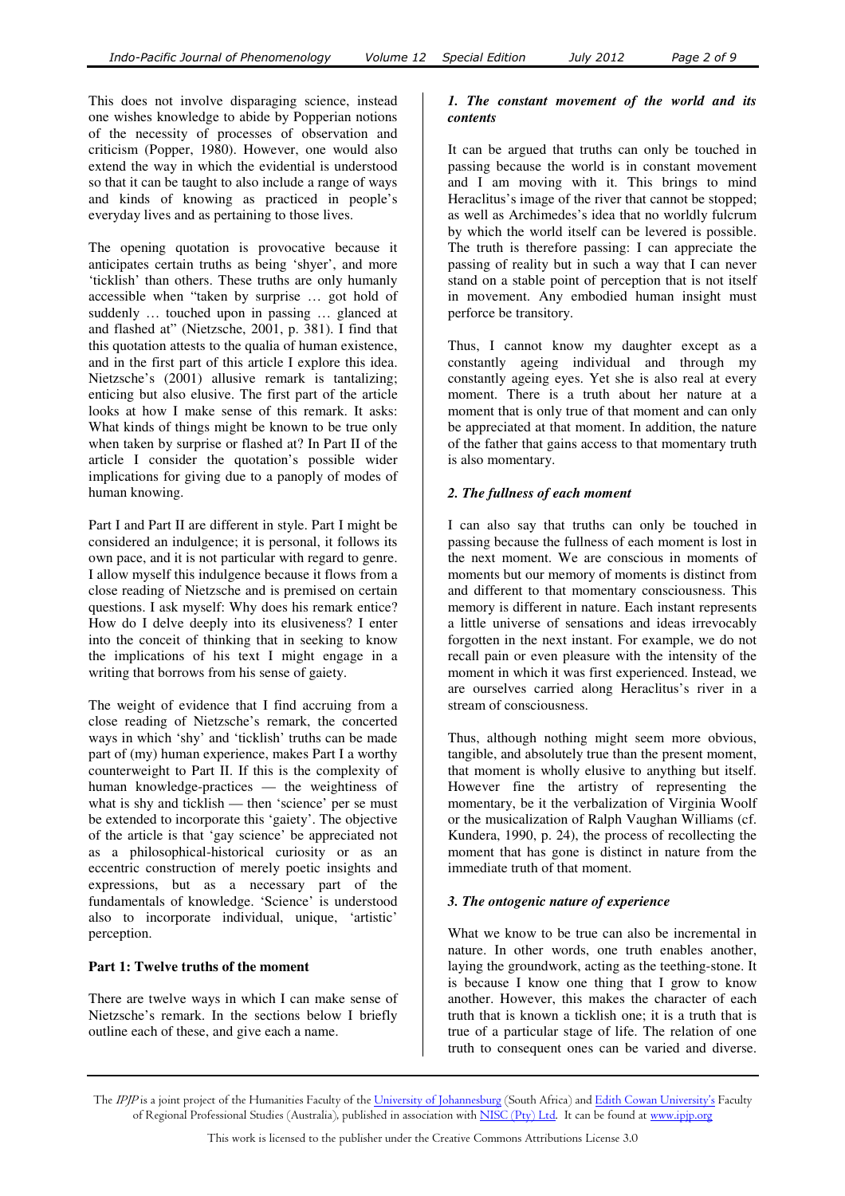This does not involve disparaging science, instead one wishes knowledge to abide by Popperian notions of the necessity of processes of observation and criticism (Popper, 1980). However, one would also extend the way in which the evidential is understood so that it can be taught to also include a range of ways and kinds of knowing as practiced in people's everyday lives and as pertaining to those lives.

The opening quotation is provocative because it anticipates certain truths as being 'shyer', and more 'ticklish' than others. These truths are only humanly accessible when "taken by surprise … got hold of suddenly … touched upon in passing … glanced at and flashed at" (Nietzsche, 2001, p. 381). I find that this quotation attests to the qualia of human existence, and in the first part of this article I explore this idea. Nietzsche's (2001) allusive remark is tantalizing; enticing but also elusive. The first part of the article looks at how I make sense of this remark. It asks: What kinds of things might be known to be true only when taken by surprise or flashed at? In Part II of the article I consider the quotation's possible wider implications for giving due to a panoply of modes of human knowing.

Part I and Part II are different in style. Part I might be considered an indulgence; it is personal, it follows its own pace, and it is not particular with regard to genre. I allow myself this indulgence because it flows from a close reading of Nietzsche and is premised on certain questions. I ask myself: Why does his remark entice? How do I delve deeply into its elusiveness? I enter into the conceit of thinking that in seeking to know the implications of his text I might engage in a writing that borrows from his sense of gaiety.

The weight of evidence that I find accruing from a close reading of Nietzsche's remark, the concerted ways in which 'shy' and 'ticklish' truths can be made part of (my) human experience, makes Part I a worthy counterweight to Part II. If this is the complexity of human knowledge-practices — the weightiness of what is shy and ticklish — then 'science' per se must be extended to incorporate this 'gaiety'. The objective of the article is that 'gay science' be appreciated not as a philosophical-historical curiosity or as an eccentric construction of merely poetic insights and expressions, but as a necessary part of the fundamentals of knowledge. 'Science' is understood also to incorporate individual, unique, 'artistic' perception.

## Part 1: Twelve truths of the moment

There are twelve ways in which I can make sense of Nietzsche's remark. In the sections below I briefly outline each of these, and give each a name.

### *1. The constant movement of the world and its contents*

It can be argued that truths can only be touched in passing because the world is in constant movement and I am moving with it. This brings to mind Heraclitus's image of the river that cannot be stopped; as well as Archimedes's idea that no worldly fulcrum by which the world itself can be levered is possible. The truth is therefore passing: I can appreciate the passing of reality but in such a way that I can never stand on a stable point of perception that is not itself in movement. Any embodied human insight must perforce be transitory.

Thus, I cannot know my daughter except as a constantly ageing individual and through my constantly ageing eyes. Yet she is also real at every moment. There is a truth about her nature at a moment that is only true of that moment and can only be appreciated at that moment. In addition, the nature of the father that gains access to that momentary truth is also momentary.

### *2. The fullness of each moment*

I can also say that truths can only be touched in passing because the fullness of each moment is lost in the next moment. We are conscious in moments of moments but our memory of moments is distinct from and different to that momentary consciousness. This memory is different in nature. Each instant represents a little universe of sensations and ideas irrevocably forgotten in the next instant. For example, we do not recall pain or even pleasure with the intensity of the moment in which it was first experienced. Instead, we are ourselves carried along Heraclitus's river in a stream of consciousness.

Thus, although nothing might seem more obvious, tangible, and absolutely true than the present moment, that moment is wholly elusive to anything but itself. However fine the artistry of representing the momentary, be it the verbalization of Virginia Woolf or the musicalization of Ralph Vaughan Williams (cf. Kundera, 1990, p. 24), the process of recollecting the moment that has gone is distinct in nature from the immediate truth of that moment.

### *3. The ontogenic nature of experience*

What we know to be true can also be incremental in nature. In other words, one truth enables another, laying the groundwork, acting as the teething-stone. It is because I know one thing that I grow to know another. However, this makes the character of each truth that is known a ticklish one; it is a truth that is true of a particular stage of life. The relation of one truth to consequent ones can be varied and diverse.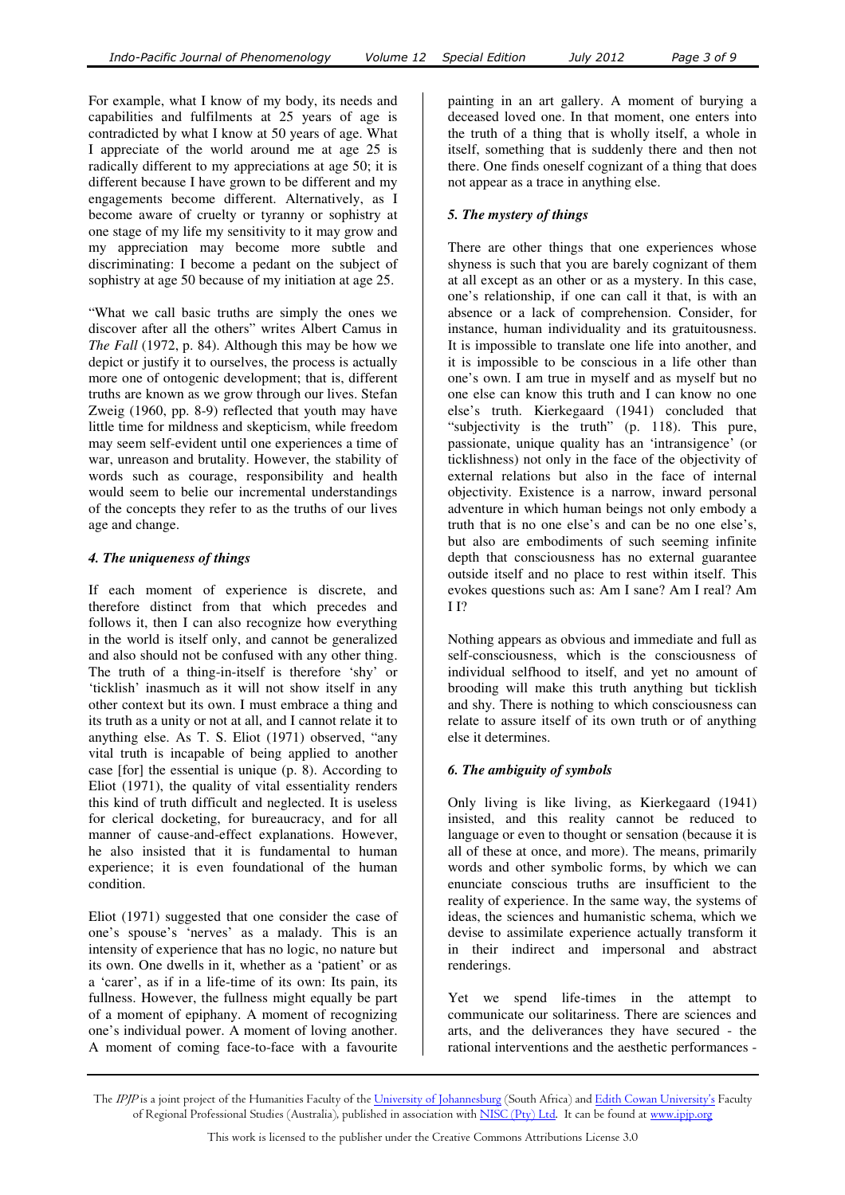For example, what I know of my body, its needs and capabilities and fulfilments at 25 years of age is contradicted by what I know at 50 years of age. What I appreciate of the world around me at age 25 is radically different to my appreciations at age 50; it is different because I have grown to be different and my engagements become different. Alternatively, as I become aware of cruelty or tyranny or sophistry at one stage of my life my sensitivity to it may grow and my appreciation may become more subtle and discriminating: I become a pedant on the subject of sophistry at age 50 because of my initiation at age 25.

"What we call basic truths are simply the ones we discover after all the others" writes Albert Camus in *The Fall* (1972, p. 84). Although this may be how we depict or justify it to ourselves, the process is actually more one of ontogenic development; that is, different truths are known as we grow through our lives. Stefan Zweig (1960, pp. 8-9) reflected that youth may have little time for mildness and skepticism, while freedom may seem self-evident until one experiences a time of war, unreason and brutality. However, the stability of words such as courage, responsibility and health would seem to belie our incremental understandings of the concepts they refer to as the truths of our lives age and change.

### *4. The uniqueness of things*

If each moment of experience is discrete, and therefore distinct from that which precedes and follows it, then I can also recognize how everything in the world is itself only, and cannot be generalized and also should not be confused with any other thing. The truth of a thing-in-itself is therefore 'shy' or 'ticklish' inasmuch as it will not show itself in any other context but its own. I must embrace a thing and its truth as a unity or not at all, and I cannot relate it to anything else. As T. S. Eliot (1971) observed, "any vital truth is incapable of being applied to another case [for] the essential is unique (p. 8). According to Eliot (1971), the quality of vital essentiality renders this kind of truth difficult and neglected. It is useless for clerical docketing, for bureaucracy, and for all manner of cause-and-effect explanations. However, he also insisted that it is fundamental to human experience; it is even foundational of the human condition.

Eliot (1971) suggested that one consider the case of one's spouse's 'nerves' as a malady. This is an intensity of experience that has no logic, no nature but its own. One dwells in it, whether as a 'patient' or as a 'carer', as if in a life-time of its own: Its pain, its fullness. However, the fullness might equally be part of a moment of epiphany. A moment of recognizing one's individual power. A moment of loving another. A moment of coming face-to-face with a favourite painting in an art gallery. A moment of burying a deceased loved one. In that moment, one enters into the truth of a thing that is wholly itself, a whole in itself, something that is suddenly there and then not there. One finds oneself cognizant of a thing that does not appear as a trace in anything else.

### *5. The mystery of things*

There are other things that one experiences whose shyness is such that you are barely cognizant of them at all except as an other or as a mystery. In this case, one's relationship, if one can call it that, is with an absence or a lack of comprehension. Consider, for instance, human individuality and its gratuitousness. It is impossible to translate one life into another, and it is impossible to be conscious in a life other than one's own. I am true in myself and as myself but no one else can know this truth and I can know no one else's truth. Kierkegaard (1941) concluded that "subjectivity is the truth" (p. 118). This pure, passionate, unique quality has an 'intransigence' (or ticklishness) not only in the face of the objectivity of external relations but also in the face of internal objectivity. Existence is a narrow, inward personal adventure in which human beings not only embody a truth that is no one else's and can be no one else's, but also are embodiments of such seeming infinite depth that consciousness has no external guarantee outside itself and no place to rest within itself. This evokes questions such as: Am I sane? Am I real? Am I I?

Nothing appears as obvious and immediate and full as self-consciousness, which is the consciousness of individual selfhood to itself, and yet no amount of brooding will make this truth anything but ticklish and shy. There is nothing to which consciousness can relate to assure itself of its own truth or of anything else it determines.

### *6. The ambiguity of symbols*

Only living is like living, as Kierkegaard (1941) insisted, and this reality cannot be reduced to language or even to thought or sensation (because it is all of these at once, and more). The means, primarily words and other symbolic forms, by which we can enunciate conscious truths are insufficient to the reality of experience. In the same way, the systems of ideas, the sciences and humanistic schema, which we devise to assimilate experience actually transform it in their indirect and impersonal and abstract renderings.

Yet we spend life-times in the attempt to communicate our solitariness. There are sciences and arts, and the deliverances they have secured - the rational interventions and the aesthetic performances -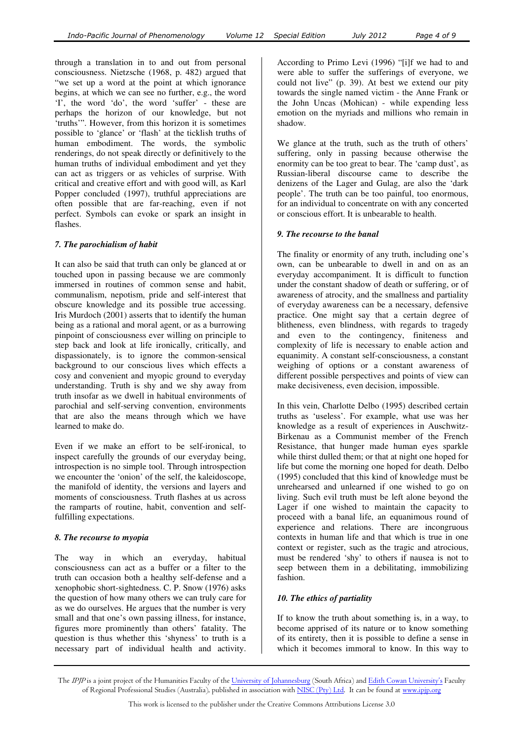through a translation in to and out from personal consciousness. Nietzsche (1968, p. 482) argued that "we set up a word at the point at which ignorance begins, at which we can see no further, e.g., the word 'I', the word 'do', the word 'suffer' - these are perhaps the horizon of our knowledge, but not 'truths'". However, from this horizon it is sometimes possible to 'glance' or 'flash' at the ticklish truths of human embodiment. The words, the symbolic renderings, do not speak directly or definitively to the human truths of individual embodiment and yet they can act as triggers or as vehicles of surprise. With critical and creative effort and with good will, as Karl Popper concluded (1997), truthful appreciations are often possible that are far-reaching, even if not perfect. Symbols can evoke or spark an insight in flashes.

### *7. The parochialism of habit*

It can also be said that truth can only be glanced at or touched upon in passing because we are commonly immersed in routines of common sense and habit, communalism, nepotism, pride and self-interest that obscure knowledge and its possible true accessing. Iris Murdoch (2001) asserts that to identify the human being as a rational and moral agent, or as a burrowing pinpoint of consciousness ever willing on principle to step back and look at life ironically, critically, and dispassionately, is to ignore the common-sensical background to our conscious lives which effects a cosy and convenient and myopic ground to everyday understanding. Truth is shy and we shy away from truth insofar as we dwell in habitual environments of parochial and self-serving convention, environments that are also the means through which we have learned to make do.

Even if we make an effort to be self-ironical, to inspect carefully the grounds of our everyday being, introspection is no simple tool. Through introspection we encounter the 'onion' of the self, the kaleidoscope, the manifold of identity, the versions and layers and moments of consciousness. Truth flashes at us across the ramparts of routine, habit, convention and self-fulfilling expectations.

### *8. The recourse to myopia*

The way in which an everyday, habitual consciousness can act as a buffer or a filter to the truth can occasion both a healthy self-defense and a xenophobic short-sightedness. C. P. Snow (1976) asks the question of how many others we can truly care for as we do ourselves. He argues that the number is very small and that one's own passing illness, for instance, figures more prominently than others' fatality. The question is thus whether this 'shyness' to truth is a necessary part of individual health and activity. According to Primo Levi (1996) "[i]f we had to and were able to suffer the sufferings of everyone, we could not live" (p. 39). At best we extend our pity towards the single named victim - the Anne Frank or the John Uncas (Mohican) - while expending less emotion on the myriads and millions who remain in shadow.

We glance at the truth, such as the truth of others' suffering, only in passing because otherwise the enormity can be too great to bear. The 'camp dust', as Russian-liberal discourse came to describe the denizens of the Lager and Gulag, are also the 'dark people'. The truth can be too painful, too enormous, for an individual to concentrate on with any concerted or conscious effort. It is unbearable to health.

### *9. The recourse to the banal*

The finality or enormity of any truth, including one's own, can be unbearable to dwell in and on as an everyday accompaniment. It is difficult to function under the constant shadow of death or suffering, or of awareness of atrocity, and the smallness and partiality of everyday awareness can be a necessary, defensive practice. One might say that a certain degree of blitheness, even blindness, with regards to tragedy and even to the contingency, finiteness and complexity of life is necessary to enable action and equanimity. A constant self-consciousness, a constant weighing of options or a constant awareness of different possible perspectives and points of view can make decisiveness, even decision, impossible.

In this vein, Charlotte Delbo (1995) described certain truths as 'useless'. For example, what use was her knowledge as a result of experiences in Auschwitz-Birkenau as a Communist member of the French Resistance, that hunger made human eyes sparkle while thirst dulled them; or that at night one hoped for life but come the morning one hoped for death. Delbo (1995) concluded that this kind of knowledge must be unrehearsed and unlearned if one wished to go on living. Such evil truth must be left alone beyond the Lager if one wished to maintain the capacity to proceed with a banal life, an equanimous round of experience and relations. There are incongruous contexts in human life and that which is true in one context or register, such as the tragic and atrocious, must be rendered 'shy' to others if nausea is not to seep between them in a debilitating, immobilizing fashion.

### *10. The ethics of partiality*

If to know the truth about something is, in a way, to become apprised of its nature or to know something of its entirety, then it is possible to define a sense in which it becomes immoral to know. In this way to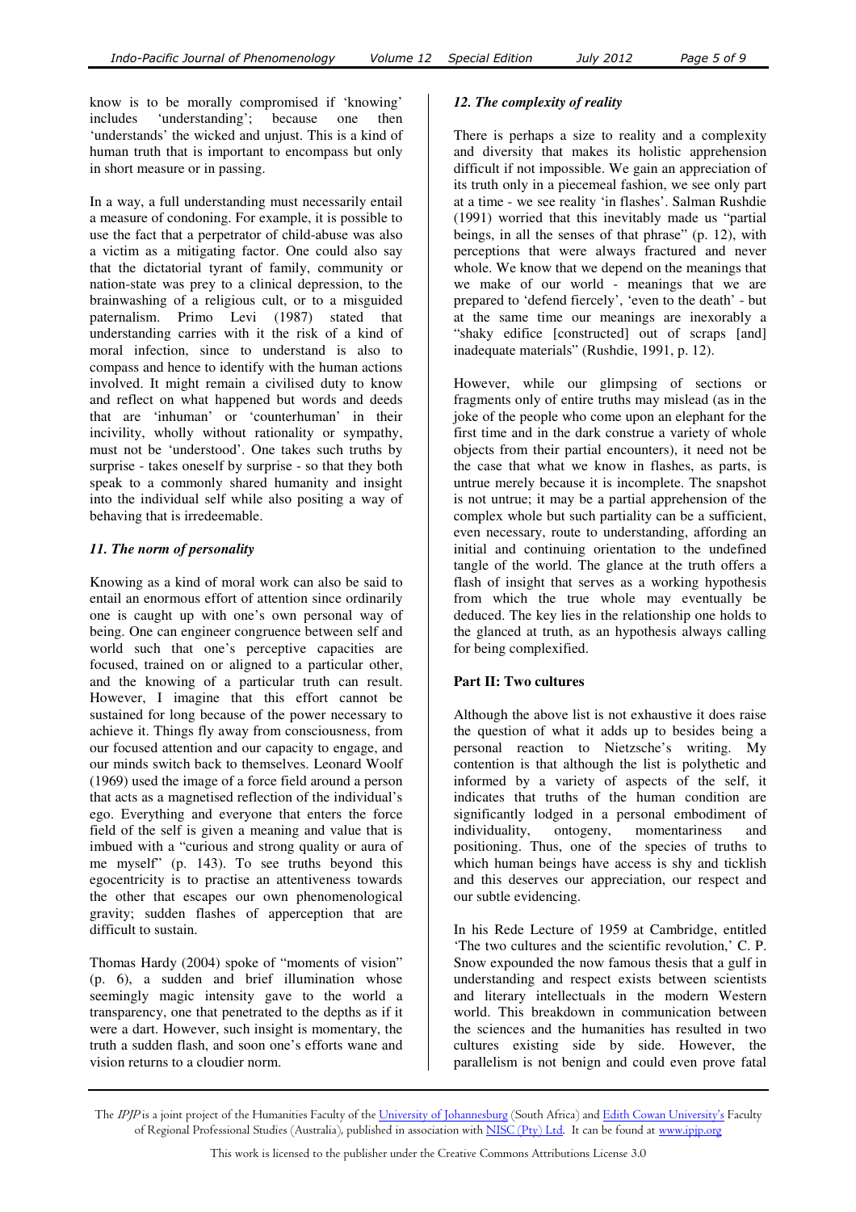know is to be morally compromised if 'knowing' includes 'understanding'; because one then 'understands' the wicked and unjust. This is a kind of human truth that is important to encompass but only in short measure or in passing.

In a way, a full understanding must necessarily entail a measure of condoning. For example, it is possible to use the fact that a perpetrator of child-abuse was also a victim as a mitigating factor. One could also say that the dictatorial tyrant of family, community or nation-state was prey to a clinical depression, to the brainwashing of a religious cult, or to a misguided paternalism. Primo Levi (1987) stated that understanding carries with it the risk of a kind of moral infection, since to understand is also to compass and hence to identify with the human actions involved. It might remain a civilised duty to know and reflect on what happened but words and deeds that are 'inhuman' or 'counterhuman' in their incivility, wholly without rationality or sympathy, must not be 'understood'. One takes such truths by surprise - takes oneself by surprise - so that they both speak to a commonly shared humanity and insight into the individual self while also positing a way of behaving that is irredeemable.

### *11. The norm of personality*

Knowing as a kind of moral work can also be said to entail an enormous effort of attention since ordinarily one is caught up with one's own personal way of being. One can engineer congruence between self and world such that one's perceptive capacities are focused, trained on or aligned to a particular other, and the knowing of a particular truth can result. However, I imagine that this effort cannot be sustained for long because of the power necessary to achieve it. Things fly away from consciousness, from our focused attention and our capacity to engage, and our minds switch back to themselves. Leonard Woolf (1969) used the image of a force field around a person that acts as a magnetised reflection of the individual's ego. Everything and everyone that enters the force field of the self is given a meaning and value that is imbued with a "curious and strong quality or aura of me myself" (p. 143). To see truths beyond this egocentricity is to practise an attentiveness towards the other that escapes our own phenomenological gravity; sudden flashes of apperception that are difficult to sustain.

Thomas Hardy (2004) spoke of "moments of vision" (p. 6), a sudden and brief illumination whose seemingly magic intensity gave to the world a transparency, one that penetrated to the depths as if it were a dart. However, such insight is momentary, the truth a sudden flash, and soon one's efforts wane and vision returns to a cloudier norm.

### *12. The complexity of reality*

There is perhaps a size to reality and a complexity and diversity that makes its holistic apprehension difficult if not impossible. We gain an appreciation of its truth only in a piecemeal fashion, we see only part at a time - we see reality 'in flashes'. Salman Rushdie (1991) worried that this inevitably made us "partial beings, in all the senses of that phrase" (p. 12), with perceptions that were always fractured and never whole. We know that we depend on the meanings that we make of our world - meanings that we are prepared to 'defend fiercely', 'even to the death' - but at the same time our meanings are inexorably a "shaky edifice [constructed] out of scraps [and] inadequate materials" (Rushdie, 1991, p. 12).

However, while our glimpsing of sections or fragments only of entire truths may mislead (as in the joke of the people who come upon an elephant for the first time and in the dark construe a variety of whole objects from their partial encounters), it need not be the case that what we know in flashes, as parts, is untrue merely because it is incomplete. The snapshot is not untrue; it may be a partial apprehension of the complex whole but such partiality can be a sufficient, even necessary, route to understanding, affording an initial and continuing orientation to the undefined tangle of the world. The glance at the truth offers a flash of insight that serves as a working hypothesis from which the true whole may eventually be deduced. The key lies in the relationship one holds to the glanced at truth, as an hypothesis always calling for being complexified.

## Part II: Two cultures

Although the above list is not exhaustive it does raise the question of what it adds up to besides being a personal reaction to Nietzsche's writing. My contention is that although the list is polythetic and informed by a variety of aspects of the self, it indicates that truths of the human condition are significantly lodged in a personal embodiment of individuality, ontogeny, momentariness and positioning. Thus, one of the species of truths to which human beings have access is shy and ticklish and this deserves our appreciation, our respect and our subtle evidencing.

In his Rede Lecture of 1959 at Cambridge, entitled 'The two cultures and the scientific revolution,' C. P. Snow expounded the now famous thesis that a gulf in understanding and respect exists between scientists and literary intellectuals in the modern Western world. This breakdown in communication between the sciences and the humanities has resulted in two cultures existing side by side. However, the parallelism is not benign and could even prove fatal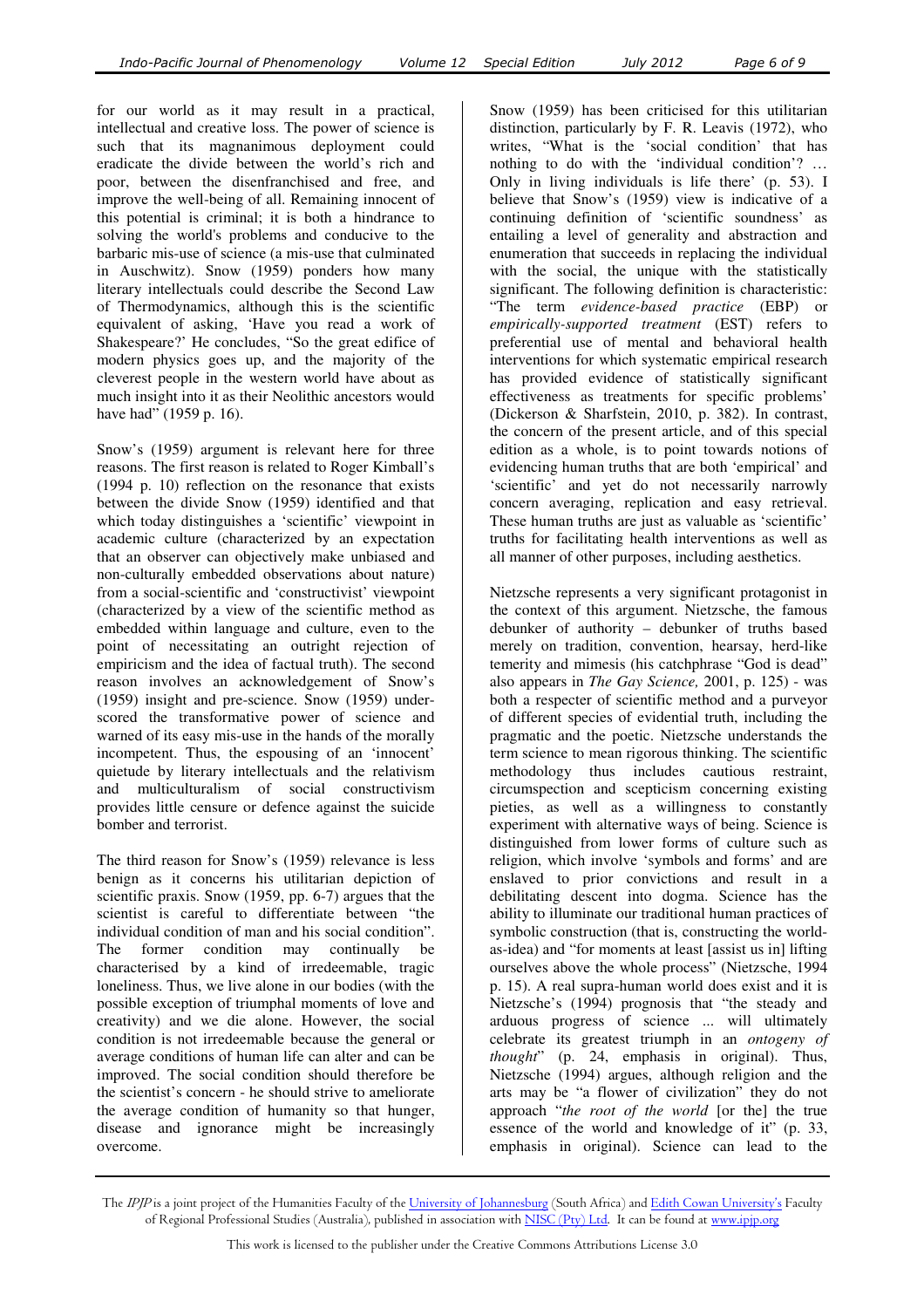for our world as it may result in a practical, intellectual and creative loss. The power of science is such that its magnanimous deployment could eradicate the divide between the world's rich and poor, between the disenfranchised and free, and improve the well-being of all. Remaining innocent of this potential is criminal; it is both a hindrance to solving the world's problems and conducive to the barbaric mis-use of science (a mis-use that culminated in Auschwitz). Snow (1959) ponders how many literary intellectuals could describe the Second Law of Thermodynamics, although this is the scientific equivalent of asking, 'Have you read a work of Shakespeare?' He concludes, "So the great edifice of modern physics goes up, and the majority of the cleverest people in the western world have about as much insight into it as their Neolithic ancestors would have had" (1959 p. 16).

Snow's (1959) argument is relevant here for three reasons. The first reason is related to Roger Kimball's (1994 p. 10) reflection on the resonance that exists between the divide Snow (1959) identified and that which today distinguishes a 'scientific' viewpoint in academic culture (characterized by an expectation that an observer can objectively make unbiased and non-culturally embedded observations about nature) from a social-scientific and 'constructivist' viewpoint (characterized by a view of the scientific method as embedded within language and culture, even to the point of necessitating an outright rejection of empiricism and the idea of factual truth). The second reason involves an acknowledgement of Snow's (1959) insight and pre-science. Snow (1959) underscored the transformative power of science and warned of its easy mis-use in the hands of the morally incompetent. Thus, the espousing of an 'innocent' quietude by literary intellectuals and the relativism and multiculturalism of social constructivism provides little censure or defence against the suicide bomber and terrorist.

The third reason for Snow's (1959) relevance is less benign as it concerns his utilitarian depiction of scientific praxis. Snow (1959, pp. 6-7) argues that the scientist is careful to differentiate between "the individual condition of man and his social condition". The former condition may continually be characterised by a kind of irredeemable, tragic loneliness. Thus, we live alone in our bodies (with the possible exception of triumphal moments of love and creativity) and we die alone. However, the social condition is not irredeemable because the general or average conditions of human life can alter and can be improved. The social condition should therefore be the scientist's concern - he should strive to ameliorate the average condition of humanity so that hunger, disease and ignorance might be increasingly overcome.

Snow (1959) has been criticised for this utilitarian distinction, particularly by F. R. Leavis (1972), who writes, "What is the 'social condition' that has nothing to do with the 'individual condition'? … Only in living individuals is life there' (p. 53). I believe that Snow's (1959) view is indicative of a continuing definition of 'scientific soundness' as entailing a level of generality and abstraction and enumeration that succeeds in replacing the individual with the social, the unique with the statistically significant. The following definition is characteristic: "The term *evidence-based practice* (EBP) or *empirically-supported treatment* (EST) refers to preferential use of mental and behavioral health interventions for which systematic empirical research has provided evidence of statistically significant effectiveness as treatments for specific problems' (Dickerson & Sharfstein, 2010, p. 382). In contrast, the concern of the present article, and of this special edition as a whole, is to point towards notions of evidencing human truths that are both 'empirical' and 'scientific' and yet do not necessarily narrowly concern averaging, replication and easy retrieval. These human truths are just as valuable as 'scientific' truths for facilitating health interventions as well as all manner of other purposes, including aesthetics.

Nietzsche represents a very significant protagonist in the context of this argument. Nietzsche, the famous debunker of authority – debunker of truths based merely on tradition, convention, hearsay, herd-like temerity and mimesis (his catchphrase "God is dead" also appears in *The Gay Science,* 2001, p. 125) - was both a respecter of scientific method and a purveyor of different species of evidential truth, including the pragmatic and the poetic. Nietzsche understands the term science to mean rigorous thinking. The scientific methodology thus includes cautious restraint, circumspection and scepticism concerning existing pieties, as well as a willingness to constantly experiment with alternative ways of being. Science is distinguished from lower forms of culture such as religion, which involve 'symbols and forms' and are enslaved to prior convictions and result in a debilitating descent into dogma. Science has the ability to illuminate our traditional human practices of symbolic construction (that is, constructing the world-as-idea) and "for moments at least [assist us in] lifting ourselves above the whole process" (Nietzsche, 1994 p. 15). A real supra-human world does exist and it is Nietzsche's (1994) prognosis that "the steady and arduous progress of science ... will ultimately celebrate its greatest triumph in an *ontogeny of thought*" (p. 24, emphasis in original). Thus, Nietzsche (1994) argues, although religion and the arts may be "a flower of civilization" they do not approach "*the root of the world* [or the] the true essence of the world and knowledge of it" (p. 33, emphasis in original). Science can lead to the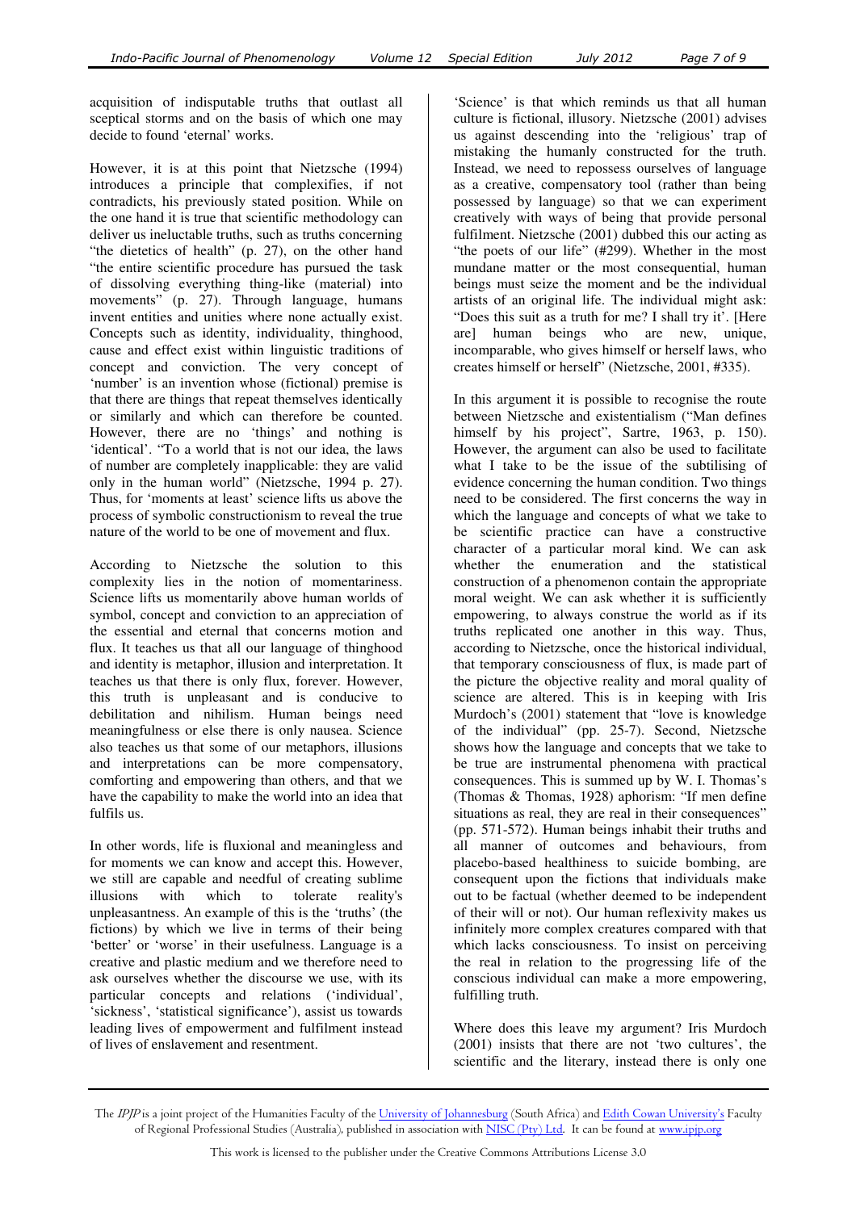acquisition of indisputable truths that outlast all sceptical storms and on the basis of which one may decide to found 'eternal' works.

However, it is at this point that Nietzsche (1994) introduces a principle that complexifies, if not contradicts, his previously stated position. While on the one hand it is true that scientific methodology can deliver us ineluctable truths, such as truths concerning "the dietetics of health" (p. 27), on the other hand "the entire scientific procedure has pursued the task of dissolving everything thing-like (material) into movements" (p. 27). Through language, humans invent entities and unities where none actually exist. Concepts such as identity, individuality, thinghood, cause and effect exist within linguistic traditions of concept and conviction. The very concept of 'number' is an invention whose (fictional) premise is that there are things that repeat themselves identically or similarly and which can therefore be counted. However, there are no 'things' and nothing is 'identical'. "To a world that is not our idea, the laws of number are completely inapplicable: they are valid only in the human world" (Nietzsche, 1994 p. 27). Thus, for 'moments at least' science lifts us above the process of symbolic constructionism to reveal the true nature of the world to be one of movement and flux.

According to Nietzsche the solution to this complexity lies in the notion of momentariness. Science lifts us momentarily above human worlds of symbol, concept and conviction to an appreciation of the essential and eternal that concerns motion and flux. It teaches us that all our language of thinghood and identity is metaphor, illusion and interpretation. It teaches us that there is only flux, forever. However, this truth is unpleasant and is conducive to debilitation and nihilism. Human beings need meaningfulness or else there is only nausea. Science also teaches us that some of our metaphors, illusions and interpretations can be more compensatory, comforting and empowering than others, and that we have the capability to make the world into an idea that fulfils us.

In other words, life is fluxional and meaningless and for moments we can know and accept this. However, we still are capable and needful of creating sublime illusions with which to tolerate reality's unpleasantness. An example of this is the 'truths' (the fictions) by which we live in terms of their being 'better' or 'worse' in their usefulness. Language is a creative and plastic medium and we therefore need to ask ourselves whether the discourse we use, with its particular concepts and relations ('individual', 'sickness', 'statistical significance'), assist us towards leading lives of empowerment and fulfilment instead of lives of enslavement and resentment.

'Science' is that which reminds us that all human culture is fictional, illusory. Nietzsche (2001) advises us against descending into the 'religious' trap of mistaking the humanly constructed for the truth. Instead, we need to repossess ourselves of language as a creative, compensatory tool (rather than being possessed by language) so that we can experiment creatively with ways of being that provide personal fulfilment. Nietzsche (2001) dubbed this our acting as "the poets of our life" (#299). Whether in the most mundane matter or the most consequential, human beings must seize the moment and be the individual artists of an original life. The individual might ask: "Does this suit as a truth for me? I shall try it'. [Here are] human beings who are new, unique, incomparable, who gives himself or herself laws, who creates himself or herself" (Nietzsche, 2001, #335).

In this argument it is possible to recognise the route between Nietzsche and existentialism ("Man defines himself by his project", Sartre, 1963, p. 150). However, the argument can also be used to facilitate what I take to be the issue of the subtilising of evidence concerning the human condition. Two things need to be considered. The first concerns the way in which the language and concepts of what we take to be scientific practice can have a constructive character of a particular moral kind. We can ask whether the enumeration and the statistical construction of a phenomenon contain the appropriate moral weight. We can ask whether it is sufficiently empowering, to always construe the world as if its truths replicated one another in this way. Thus, according to Nietzsche, once the historical individual, that temporary consciousness of flux, is made part of the picture the objective reality and moral quality of science are altered. This is in keeping with Iris Murdoch's (2001) statement that "love is knowledge of the individual" (pp. 25-7). Second, Nietzsche shows how the language and concepts that we take to be true are instrumental phenomena with practical consequences. This is summed up by W. I. Thomas's (Thomas & Thomas, 1928) aphorism: "If men define situations as real, they are real in their consequences" (pp. 571-572). Human beings inhabit their truths and all manner of outcomes and behaviours, from placebo-based healthiness to suicide bombing, are consequent upon the fictions that individuals make out to be factual (whether deemed to be independent of their will or not). Our human reflexivity makes us infinitely more complex creatures compared with that which lacks consciousness. To insist on perceiving the real in relation to the progressing life of the conscious individual can make a more empowering, fulfilling truth.

Where does this leave my argument? Iris Murdoch (2001) insists that there are not 'two cultures', the scientific and the literary, instead there is only one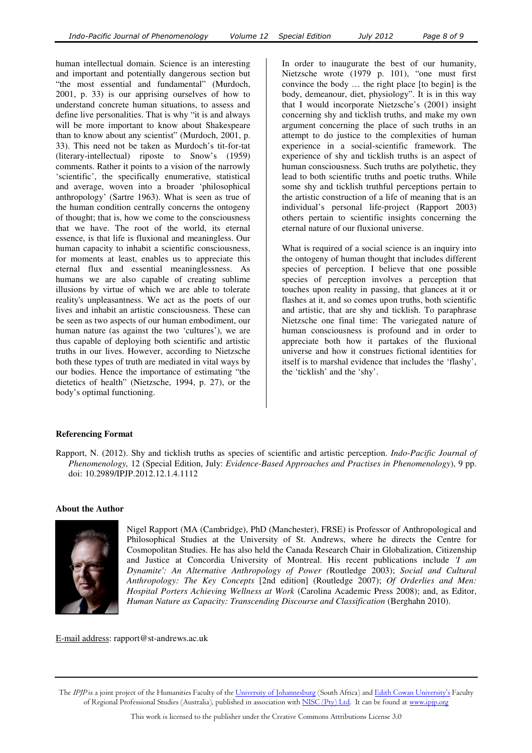human intellectual domain. Science is an interesting and important and potentially dangerous section but "the most essential and fundamental" (Murdoch, 2001, p. 33) is our apprising ourselves of how to understand concrete human situations, to assess and define live personalities. That is why "it is and always will be more important to know about Shakespeare than to know about any scientist" (Murdoch, 2001, p. 33). This need not be taken as Murdoch's tit-for-tat (literary-intellectual) riposte to Snow's (1959) comments. Rather it points to a vision of the narrowly 'scientific', the specifically enumerative, statistical and average, woven into a broader 'philosophical anthropology' (Sartre 1963). What is seen as true of the human condition centrally concerns the ontogeny of thought; that is, how we come to the consciousness that we have. The root of the world, its eternal essence, is that life is fluxional and meaningless. Our human capacity to inhabit a scientific consciousness, for moments at least, enables us to appreciate this eternal flux and essential meaninglessness. As humans we are also capable of creating sublime illusions by virtue of which we are able to tolerate reality's unpleasantness. We act as the poets of our lives and inhabit an artistic consciousness. These can be seen as two aspects of our human embodiment, our human nature (as against the two 'cultures'), we are thus capable of deploying both scientific and artistic truths in our lives. However, according to Nietzsche both these types of truth are mediated in vital ways by our bodies. Hence the importance of estimating "the dietetics of health" (Nietzsche, 1994, p. 27), or the body's optimal functioning.

In order to inaugurate the best of our humanity, Nietzsche wrote (1979 p. 101), "one must first convince the body … the right place [to begin] is the body, demeanour, diet, physiology". It is in this way that I would incorporate Nietzsche's (2001) insight concerning shy and ticklish truths, and make my own argument concerning the place of such truths in an attempt to do justice to the complexities of human experience in a social-scientific framework. The experience of shy and ticklish truths is an aspect of human consciousness. Such truths are polythetic, they lead to both scientific truths and poetic truths. While some shy and ticklish truthful perceptions pertain to the artistic construction of a life of meaning that is an individual's personal life-project (Rapport 2003) others pertain to scientific insights concerning the eternal nature of our fluxional universe.

What is required of a social science is an inquiry into the ontogeny of human thought that includes different species of perception. I believe that one possible species of perception involves a perception that touches upon reality in passing, that glances at it or flashes at it, and so comes upon truths, both scientific and artistic, that are shy and ticklish. To paraphrase Nietzsche one final time: The variegated nature of human consciousness is profound and in order to appreciate both how it partakes of the fluxional universe and how it construes fictional identities for itself is to marshal evidence that includes the 'flashy', the 'ticklish' and the 'shy'.

## Referencing Format

Rapport, N. (2012). Shy and ticklish truths as species of scientific and artistic perception. *Indo-Pacific Journal of Phenomenology,* 12 (Special Edition, July: *Evidence-Based Approaches and Practises in Phenomenology*), 9 pp. doi: 10.2989/IPJP.2012.12.1.4.1112

## About the Author

Nigel Rapport (MA (Cambridge), PhD (Manchester), FRSE) is Professor of Anthropological and Philosophical Studies at the University of St. Andrews, where he directs the Centre for Cosmopolitan Studies. He has also held the Canada Research Chair in Globalization, Citizenship and Justice at Concordia University of Montreal. His recent publications include *'I am Dynamite': An Alternative Anthropology of Power (*Routledge 2003); *Social and Cultural Anthropology: The Key Concepts* [2nd edition] (Routledge 2007); *Of Orderlies and Men: Hospital Porters Achieving Wellness at Work* (Carolina Academic Press 2008); and, as Editor, *Human Nature as Capacity: Transcending Discourse and Classification* (Berghahn 2010).

E-mail address: rapport@st-andrews.ac.uk

The *IPJP* is a joint project of the Humanities Faculty of the University of Johannesburg (South Africa) and Edith Cowan University's Faculty of Regional Professional Studies (Australia), published in association with NISC (Pty) Ltd. It can be found at www.ipjp.org

This work is licensed to the publisher under the Creative Commons Attributions License 3.0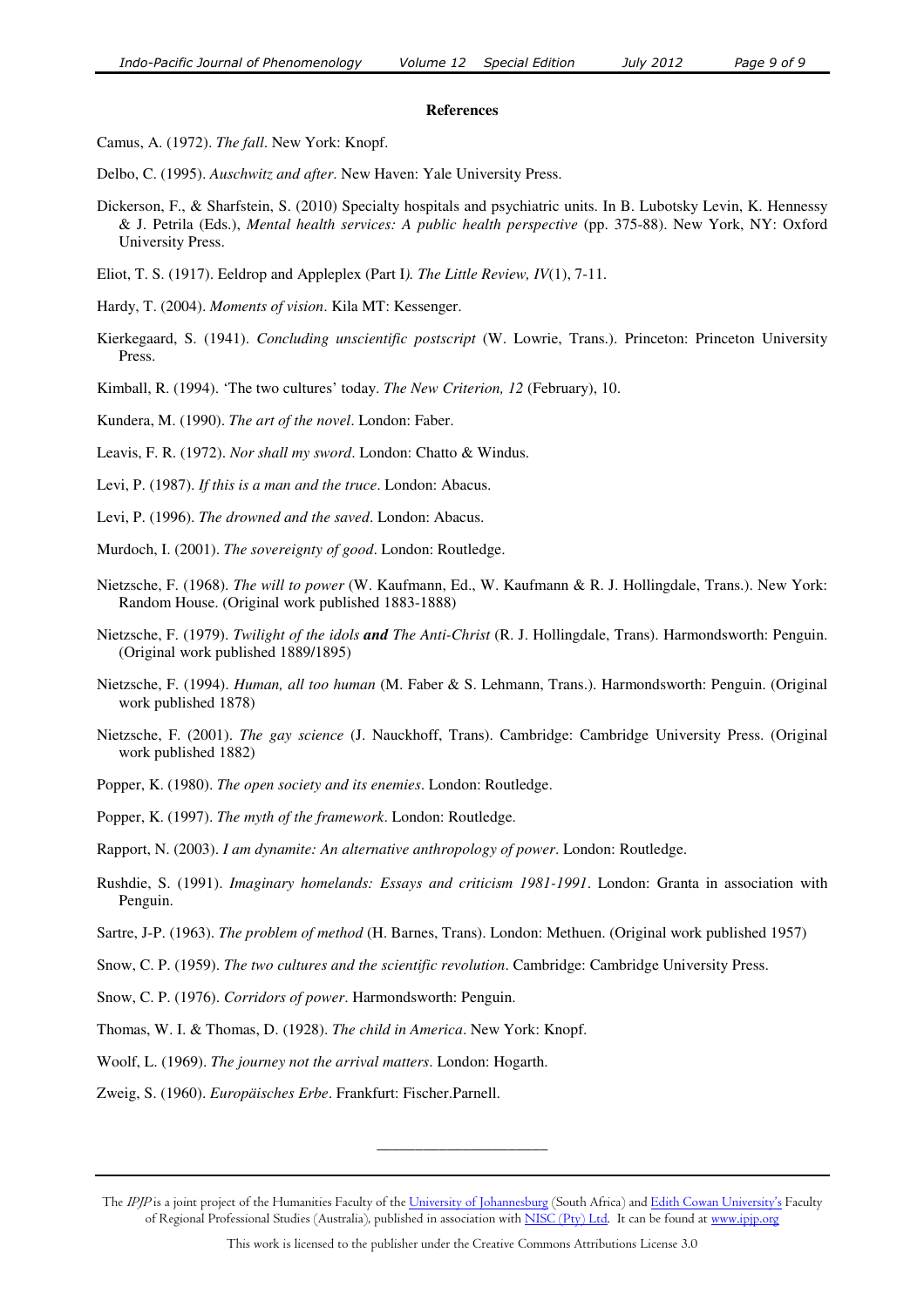**References**

Camus, A. (1972). *The fall*. New York: Knopf.

Delbo, C. (1995). *Auschwitz and after*. New Haven: Yale University Press.

Dickerson, F., & Sharfstein, S. (2010) Specialty hospitals and psychiatric units. In B. Lubotsky Levin, K. Hennessy & J. Petrila (Eds.), *Mental health services: A public health perspective* (pp. 375-88). New York, NY: Oxford University Press.

Eliot, T. S. (1917). Eeldrop and Appleplex (Part I*). The Little Review, IV*(1), 7-11.

Hardy, T. (2004). *Moments of vision*. Kila MT: Kessenger.

Kierkegaard, S. (1941). *Concluding unscientific postscript* (W. Lowrie, Trans.). Princeton: Princeton University Press.

Kimball, R. (1994). 'The two cultures' today. *The New Criterion, 12* (February), 10.

Kundera, M. (1990). *The art of the novel*. London: Faber.

Leavis, F. R. (1972). *Nor shall my sword*. London: Chatto & Windus.

Levi, P. (1987). *If this is a man and the truce*. London: Abacus.

Levi, P. (1996). *The drowned and the saved*. London: Abacus.

Murdoch, I. (2001). *The sovereignty of good*. London: Routledge.

Nietzsche, F. (1968). *The will to power* (W. Kaufmann, Ed., W. Kaufmann & R. J. Hollingdale, Trans.). New York: Random House. (Original work published 1883-1888)

Nietzsche, F. (1979). *Twilight of the idols* ***and*** *The Anti-Christ* (R. J. Hollingdale, Trans). Harmondsworth: Penguin. (Original work published 1889/1895)

Nietzsche, F. (1994). *Human, all too human* (M. Faber & S. Lehmann, Trans.). Harmondsworth: Penguin. (Original work published 1878)

Nietzsche, F. (2001). *The gay science* (J. Nauckhoff, Trans). Cambridge: Cambridge University Press. (Original work published 1882)

Popper, K. (1980). *The open society and its enemies*. London: Routledge.

Popper, K. (1997). *The myth of the framework*. London: Routledge.

Rapport, N. (2003). *I am dynamite: An alternative anthropology of power*. London: Routledge.

Rushdie, S. (1991). *Imaginary homelands: Essays and criticism 1981-1991*. London: Granta in association with Penguin.

Sartre, J-P. (1963). *The problem of method* (H. Barnes, Trans). London: Methuen. (Original work published 1957)

Snow, C. P. (1959). *The two cultures and the scientific revolution*. Cambridge: Cambridge University Press.

Snow, C. P. (1976). *Corridors of power*. Harmondsworth: Penguin.

Thomas, W. I. & Thomas, D. (1928). *The child in America*. New York: Knopf.

Woolf, L. (1969). *The journey not the arrival matters*. London: Hogarth.

Zweig, S. (1960). *Europäisches Erbe*. Frankfurt: Fischer.Parnell.

---

The *IPJP* is a joint project of the Humanities Faculty of the University of Johannesburg (South Africa) and Edith Cowan University's Faculty of Regional Professional Studies (Australia), published in association with NISC (Pty) Ltd. It can be found at www.ipjp.org

This work is licensed to the publisher under the Creative Commons Attributions License 3.0